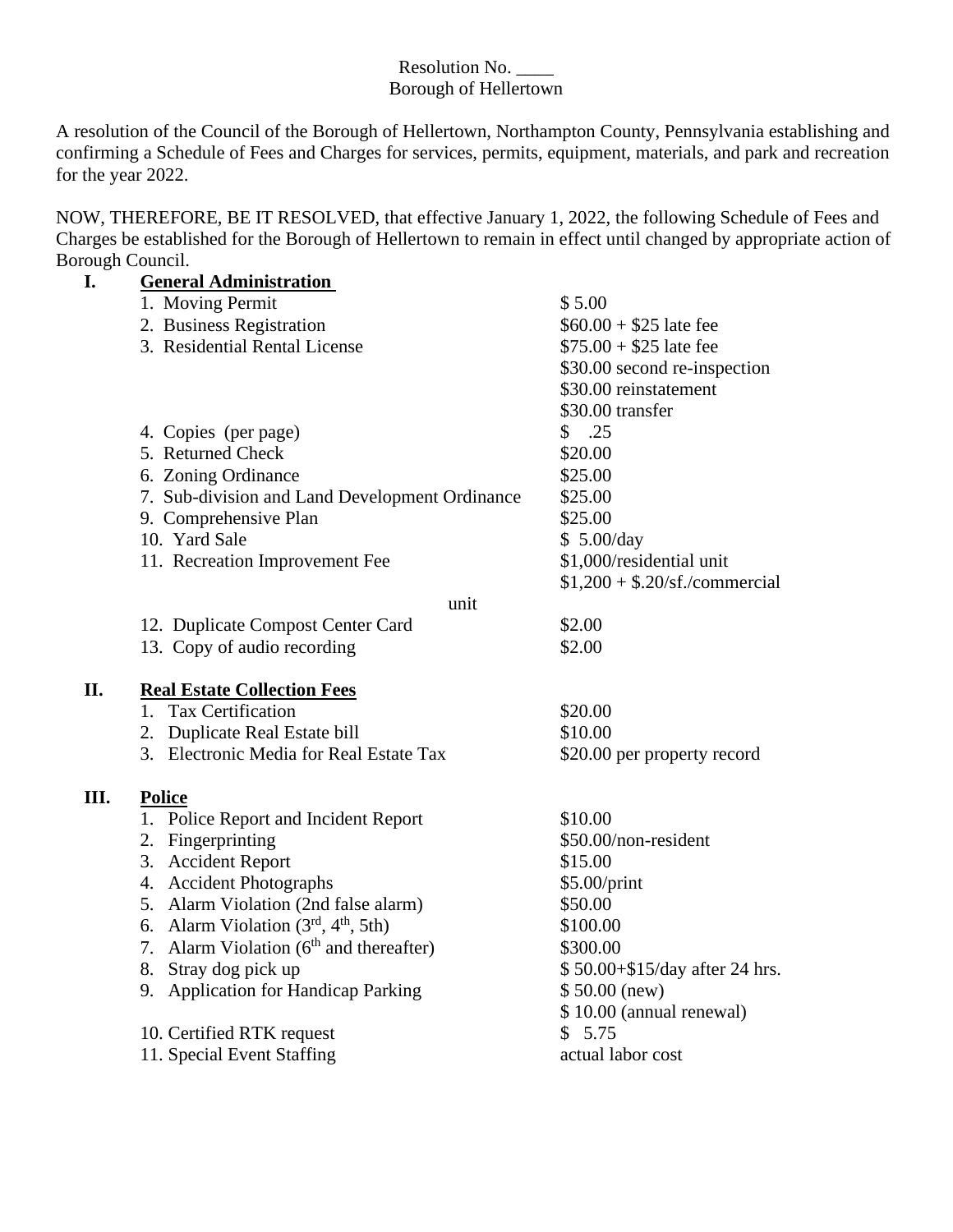Resolution No. ____
Borough of Hellertown

A resolution of the Council of the Borough of Hellertown, Northampton County, Pennsylvania establishing and confirming a Schedule of Fees and Charges for services, permits, equipment, materials, and park and recreation for the year 2022.

NOW, THEREFORE, BE IT RESOLVED, that effective January 1, 2022, the following Schedule of Fees and Charges be established for the Borough of Hellertown to remain in effect until changed by appropriate action of Borough Council.

## I. General Administration

| Item | Fee |
|---|---|
| 1. Moving Permit | $ 5.00 |
| 2. Business Registration | $60.00 + $25 late fee |
| 3. Residential Rental License | $75.00 + $25 late fee |
| | $30.00 second re-inspection |
| | $30.00 reinstatement |
| | $30.00 transfer |
| 4. Copies (per page) | $ .25 |
| 5. Returned Check | $20.00 |
| 6. Zoning Ordinance | $25.00 |
| 7. Sub-division and Land Development Ordinance | $25.00 |
| 9. Comprehensive Plan | $25.00 |
| 10. Yard Sale | $ 5.00/day |
| 11. Recreation Improvement Fee | $1,000/residential unit |
| | $1,200 + $.20/sf./commercial unit |
| 12. Duplicate Compost Center Card | $2.00 |
| 13. Copy of audio recording | $2.00 |

## II. Real Estate Collection Fees

| Item | Fee |
|---|---|
| 1. Tax Certification | $20.00 |
| 2. Duplicate Real Estate bill | $10.00 |
| 3. Electronic Media for Real Estate Tax | $20.00 per property record |

## III. Police

| Item | Fee |
|---|---|
| 1. Police Report and Incident Report | $10.00 |
| 2. Fingerprinting | $50.00/non-resident |
| 3. Accident Report | $15.00 |
| 4. Accident Photographs | $5.00/print |
| 5. Alarm Violation (2nd false alarm) | $50.00 |
| 6. Alarm Violation (3rd, 4th, 5th) | $100.00 |
| 7. Alarm Violation (6th and thereafter) | $300.00 |
| 8. Stray dog pick up | $ 50.00+$15/day after 24 hrs. |
| 9. Application for Handicap Parking | $ 50.00 (new) |
| | $ 10.00 (annual renewal) |
| 10. Certified RTK request | $ 5.75 |
| 11. Special Event Staffing | actual labor cost |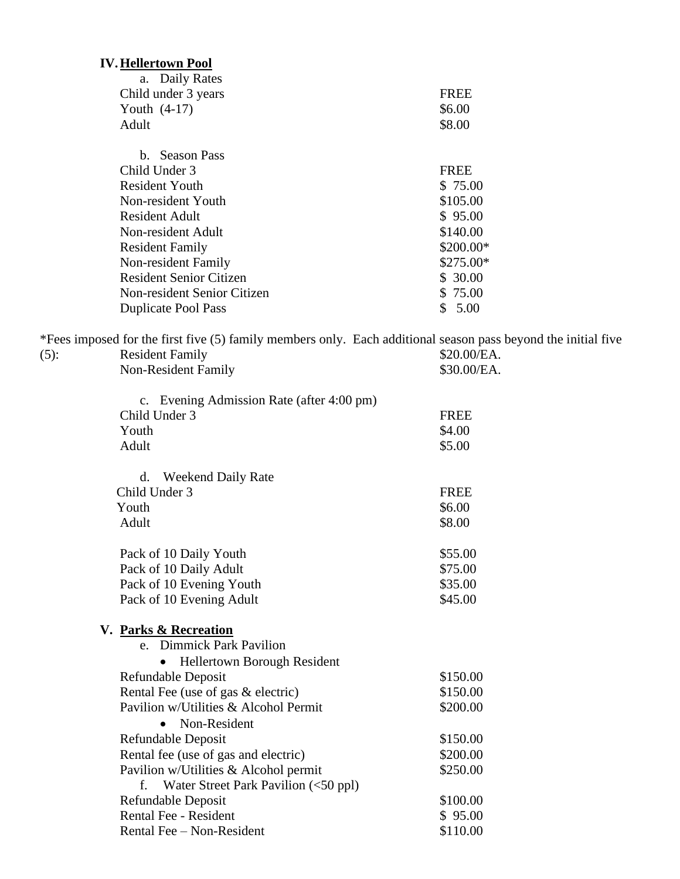## IV. Hellertown Pool

a. Daily Rates

| | |
|---|---|
| Child under 3 years | FREE |
| Youth (4-17) | $6.00 |
| Adult | $8.00 |

b. Season Pass

| | |
|---|---|
| Child Under 3 | FREE |
| Resident Youth | $ 75.00 |
| Non-resident Youth | $105.00 |
| Resident Adult | $ 95.00 |
| Non-resident Adult | $140.00 |
| Resident Family | $200.00* |
| Non-resident Family | $275.00* |
| Resident Senior Citizen | $ 30.00 |
| Non-resident Senior Citizen | $ 75.00 |
| Duplicate Pool Pass | $ 5.00 |

*Fees imposed for the first five (5) family members only. Each additional season pass beyond the initial five (5):

| | |
|---|---|
| Resident Family | $20.00/EA. |
| Non-Resident Family | $30.00/EA. |

c. Evening Admission Rate (after 4:00 pm)

| | |
|---|---|
| Child Under 3 | FREE |
| Youth | $4.00 |
| Adult | $5.00 |

d. Weekend Daily Rate

| | |
|---|---|
| Child Under 3 | FREE |
| Youth | $6.00 |
| Adult | $8.00 |

| | |
|---|---|
| Pack of 10 Daily Youth | $55.00 |
| Pack of 10 Daily Adult | $75.00 |
| Pack of 10 Evening Youth | $35.00 |
| Pack of 10 Evening Adult | $45.00 |

## V. Parks & Recreation

e. Dimmick Park Pavilion

- Hellertown Borough Resident

| | |
|---|---|
| Refundable Deposit | $150.00 |
| Rental Fee (use of gas & electric) | $150.00 |
| Pavilion w/Utilities & Alcohol Permit | $200.00 |

- Non-Resident

| | |
|---|---|
| Refundable Deposit | $150.00 |
| Rental fee (use of gas and electric) | $200.00 |
| Pavilion w/Utilities & Alcohol permit | $250.00 |

f. Water Street Park Pavilion (<50 ppl)

| | |
|---|---|
| Refundable Deposit | $100.00 |
| Rental Fee - Resident | $ 95.00 |
| Rental Fee – Non-Resident | $110.00 |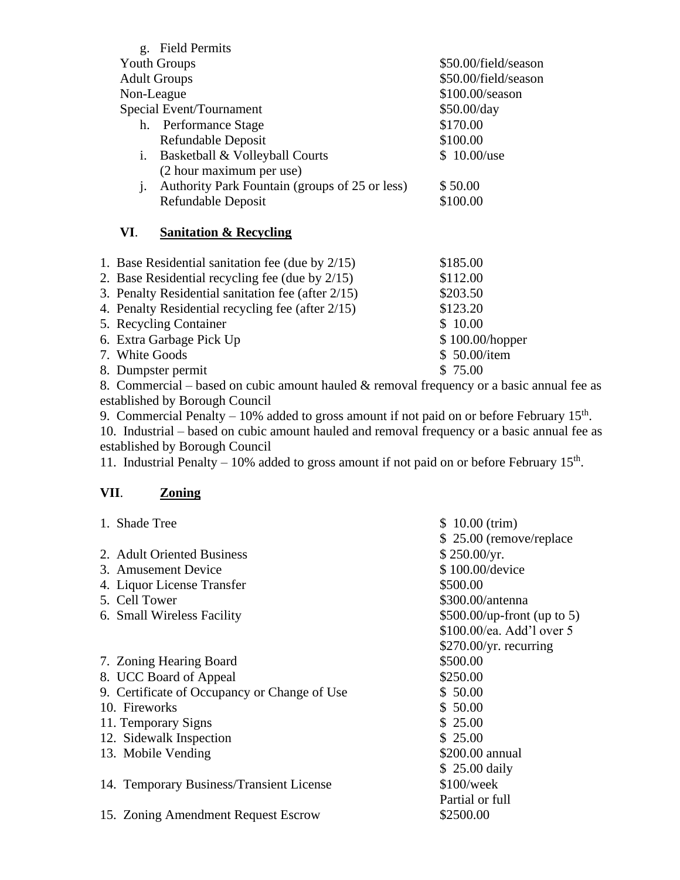g. Field Permits

| | |
|---|---|
| Youth Groups | $50.00/field/season |
| Adult Groups | $50.00/field/season |
| Non-League | $100.00/season |
| Special Event/Tournament | $50.00/day |
| h. Performance Stage | $170.00 |
| Refundable Deposit | $100.00 |
| i. Basketball & Volleyball Courts (2 hour maximum per use) | $ 10.00/use |
| j. Authority Park Fountain (groups of 25 or less) | $ 50.00 |
| Refundable Deposit | $100.00 |

## VI. Sanitation & Recycling

| | |
|---|---|
| 1. Base Residential sanitation fee (due by 2/15) | $185.00 |
| 2. Base Residential recycling fee (due by 2/15) | $112.00 |
| 3. Penalty Residential sanitation fee (after 2/15) | $203.50 |
| 4. Penalty Residential recycling fee (after 2/15) | $123.20 |
| 5. Recycling Container | $ 10.00 |
| 6. Extra Garbage Pick Up | $ 100.00/hopper |
| 7. White Goods | $ 50.00/item |
| 8. Dumpster permit | $ 75.00 |

8. Commercial – based on cubic amount hauled & removal frequency or a basic annual fee as established by Borough Council

9. Commercial Penalty – 10% added to gross amount if not paid on or before February 15th.

10. Industrial – based on cubic amount hauled and removal frequency or a basic annual fee as established by Borough Council

11. Industrial Penalty – 10% added to gross amount if not paid on or before February 15th.

## VII. Zoning

| | |
|---|---|
| 1. Shade Tree | $ 10.00 (trim)<br>$ 25.00 (remove/replace |
| 2. Adult Oriented Business | $ 250.00/yr. |
| 3. Amusement Device | $ 100.00/device |
| 4. Liquor License Transfer | $500.00 |
| 5. Cell Tower | $300.00/antenna |
| 6. Small Wireless Facility | $500.00/up-front (up to 5)<br>$100.00/ea. Add'l over 5<br>$270.00/yr. recurring |
| 7. Zoning Hearing Board | $500.00 |
| 8. UCC Board of Appeal | $250.00 |
| 9. Certificate of Occupancy or Change of Use | $ 50.00 |
| 10. Fireworks | $ 50.00 |
| 11. Temporary Signs | $ 25.00 |
| 12. Sidewalk Inspection | $ 25.00 |
| 13. Mobile Vending | $200.00 annual<br>$ 25.00 daily |
| 14. Temporary Business/Transient License | $100/week<br>Partial or full |
| 15. Zoning Amendment Request Escrow | $2500.00 |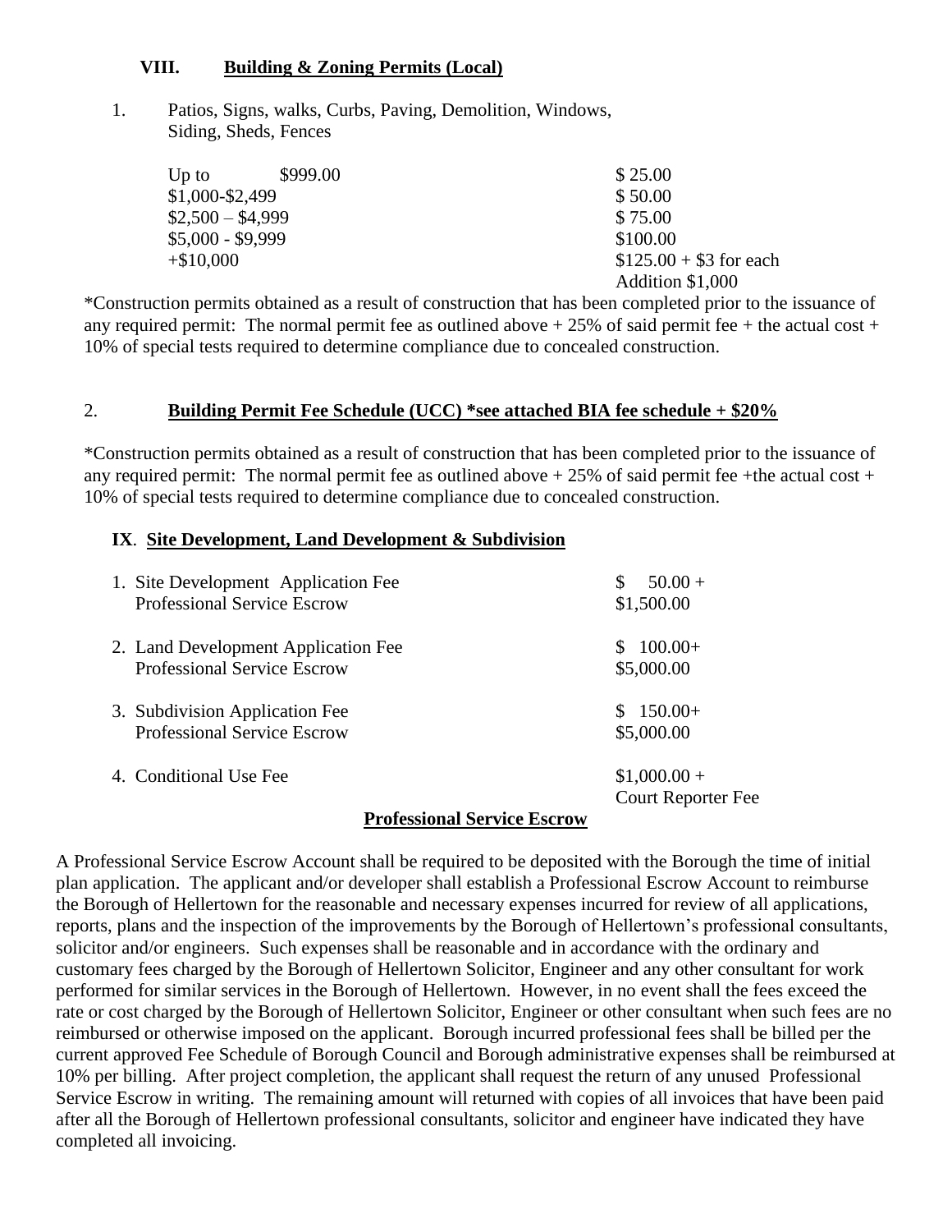## VIII. Building & Zoning Permits (Local)

1. Patios, Signs, walks, Curbs, Paving, Demolition, Windows, Siding, Sheds, Fences

| | |
|---|---|
| Up to $999.00 | $ 25.00 |
| $1,000-$2,499 | $ 50.00 |
| $2,500 – $4,999 | $ 75.00 |
| $5,000 - $9,999 | $100.00 |
| +$10,000 | $125.00 + $3 for each Addition $1,000 |

*Construction permits obtained as a result of construction that has been completed prior to the issuance of any required permit: The normal permit fee as outlined above + 25% of said permit fee + the actual cost + 10% of special tests required to determine compliance due to concealed construction.

2. **Building Permit Fee Schedule (UCC) *see attached BIA fee schedule + $20%**

*Construction permits obtained as a result of construction that has been completed prior to the issuance of any required permit: The normal permit fee as outlined above + 25% of said permit fee +the actual cost + 10% of special tests required to determine compliance due to concealed construction.

## IX. Site Development, Land Development & Subdivision

| | |
|---|---|
| 1. Site Development Application Fee<br>Professional Service Escrow | $ 50.00 +<br>$1,500.00 |
| 2. Land Development Application Fee<br>Professional Service Escrow | $ 100.00+<br>$5,000.00 |
| 3. Subdivision Application Fee<br>Professional Service Escrow | $ 150.00+<br>$5,000.00 |
| 4. Conditional Use Fee | $1,000.00 +<br>Court Reporter Fee |

**Professional Service Escrow**

A Professional Service Escrow Account shall be required to be deposited with the Borough the time of initial plan application. The applicant and/or developer shall establish a Professional Escrow Account to reimburse the Borough of Hellertown for the reasonable and necessary expenses incurred for review of all applications, reports, plans and the inspection of the improvements by the Borough of Hellertown's professional consultants, solicitor and/or engineers. Such expenses shall be reasonable and in accordance with the ordinary and customary fees charged by the Borough of Hellertown Solicitor, Engineer and any other consultant for work performed for similar services in the Borough of Hellertown. However, in no event shall the fees exceed the rate or cost charged by the Borough of Hellertown Solicitor, Engineer or other consultant when such fees are no reimbursed or otherwise imposed on the applicant. Borough incurred professional fees shall be billed per the current approved Fee Schedule of Borough Council and Borough administrative expenses shall be reimbursed at 10% per billing. After project completion, the applicant shall request the return of any unused Professional Service Escrow in writing. The remaining amount will returned with copies of all invoices that have been paid after all the Borough of Hellertown professional consultants, solicitor and engineer have indicated they have completed all invoicing.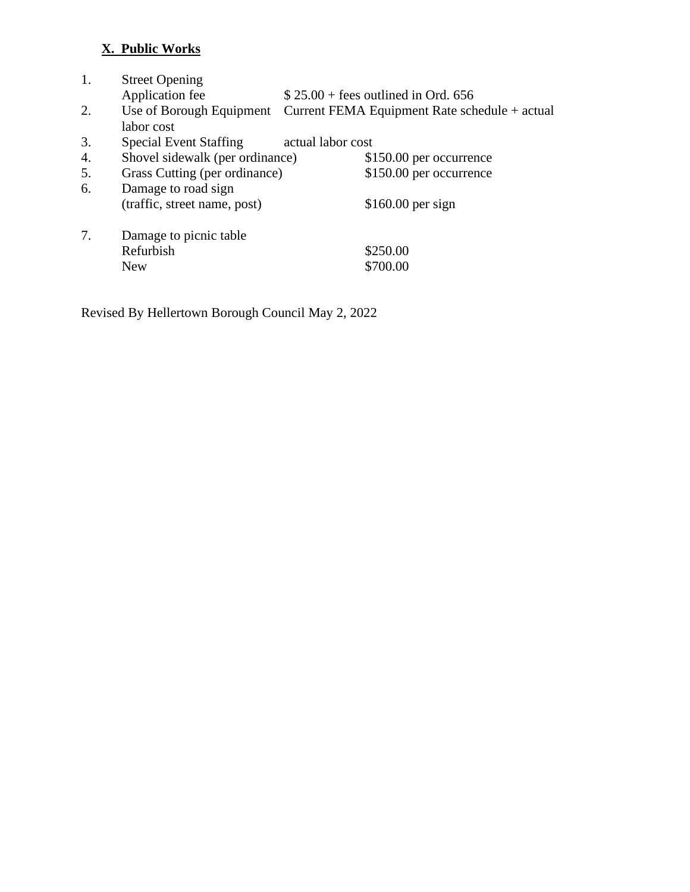## **X. Public Works**

| | | |
|---|---|---|
| 1. | Street Opening<br>Application fee | $ 25.00 + fees outlined in Ord. 656 |
| 2. | Use of Borough Equipment | Current FEMA Equipment Rate schedule + actual labor cost |
| 3. | Special Event Staffing | actual labor cost |
| 4. | Shovel sidewalk (per ordinance) | $150.00 per occurrence |
| 5. | Grass Cutting (per ordinance) | $150.00 per occurrence |
| 6. | Damage to road sign<br>(traffic, street name, post) | $160.00 per sign |
| 7. | Damage to picnic table | |
| | Refurbish | $250.00 |
| | New | $700.00 |

Revised By Hellertown Borough Council May 2, 2022